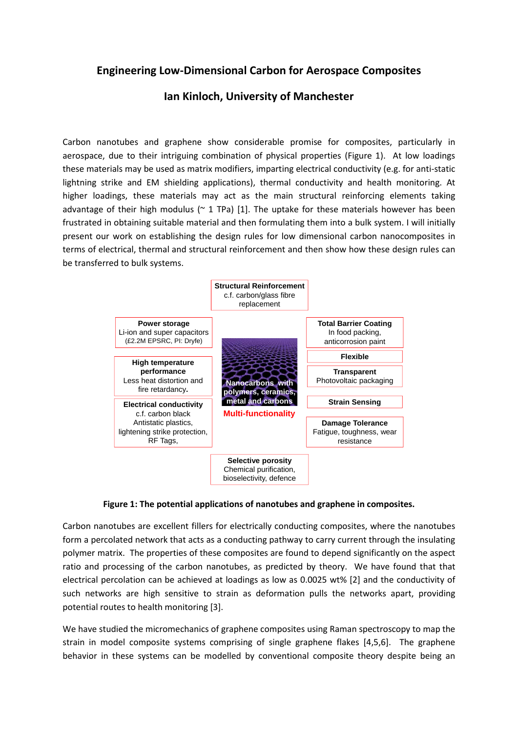# Engineering Low-Dimensional Carbon for Aerospace Composites

## Ian Kinloch, University of Manchester

Carbon nanotubes and graphene show considerable promise for composites, particularly in aerospace, due to their intriguing combination of physical properties (Figure 1). At low loadings these materials may be used as matrix modifiers, imparting electrical conductivity (e.g. for anti-static lightning strike and EM shielding applications), thermal conductivity and health monitoring. At higher loadings, these materials may act as the main structural reinforcing elements taking advantage of their high modulus (~ 1 TPa) [1]. The uptake for these materials however has been frustrated in obtaining suitable material and then formulating them into a bulk system. I will initially present our work on establishing the design rules for low dimensional carbon nanocomposites in terms of electrical, thermal and structural reinforcement and then show how these design rules can be transferred to bulk systems.

**Structural Reinforcement**
c.f. carbon/glass fibre replacement

**Power storage**
Li-ion and super capacitors
(£2.2M EPSRC, PI: Dryfe)

**High temperature performance**
Less heat distortion and fire retardancy.

**Electrical conductivity**
c.f. carbon black
Antistatic plastics, lightening strike protection, RF Tags,

**Nanocarbons with polymers, ceramics, metal and carbons**

**Multi-functionality**

**Total Barrier Coating**
In food packing, anticorrosion paint

**Flexible**

**Transparent**
Photovoltaic packaging

**Strain Sensing**

**Damage Tolerance**
Fatigue, toughness, wear resistance

**Selective porosity**
Chemical purification, bioselectivity, defence

**Figure 1: The potential applications of nanotubes and graphene in composites.**

Carbon nanotubes are excellent fillers for electrically conducting composites, where the nanotubes form a percolated network that acts as a conducting pathway to carry current through the insulating polymer matrix. The properties of these composites are found to depend significantly on the aspect ratio and processing of the carbon nanotubes, as predicted by theory. We have found that that electrical percolation can be achieved at loadings as low as 0.0025 wt% [2] and the conductivity of such networks are high sensitive to strain as deformation pulls the networks apart, providing potential routes to health monitoring [3].

We have studied the micromechanics of graphene composites using Raman spectroscopy to map the strain in model composite systems comprising of single graphene flakes [4,5,6]. The graphene behavior in these systems can be modelled by conventional composite theory despite being an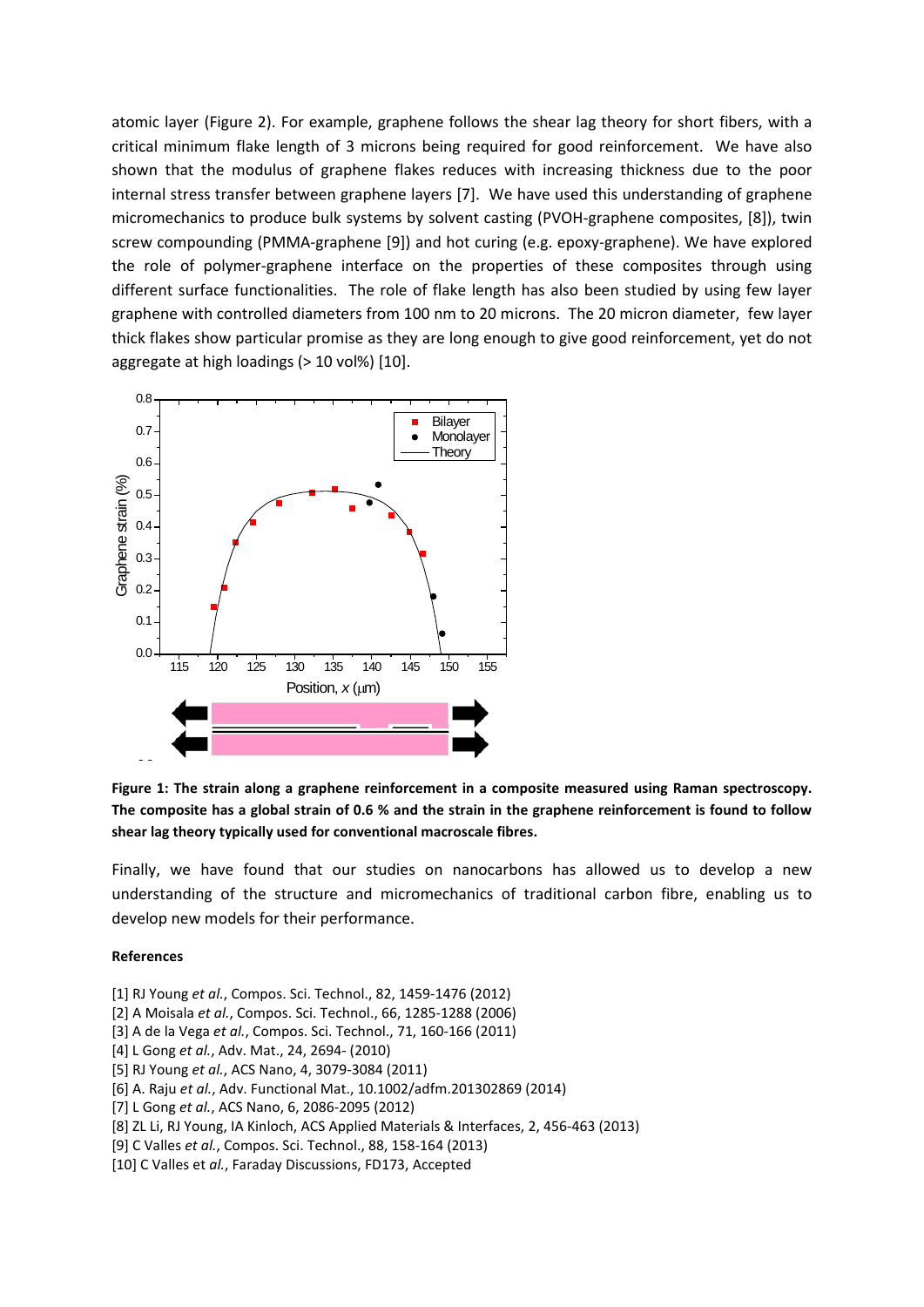atomic layer (Figure 2). For example, graphene follows the shear lag theory for short fibers, with a critical minimum flake length of 3 microns being required for good reinforcement. We have also shown that the modulus of graphene flakes reduces with increasing thickness due to the poor internal stress transfer between graphene layers [7]. We have used this understanding of graphene micromechanics to produce bulk systems by solvent casting (PVOH-graphene composites, [8]), twin screw compounding (PMMA-graphene [9]) and hot curing (e.g. epoxy-graphene). We have explored the role of polymer-graphene interface on the properties of these composites through using different surface functionalities. The role of flake length has also been studied by using few layer graphene with controlled diameters from 100 nm to 20 microns. The 20 micron diameter, few layer thick flakes show particular promise as they are long enough to give good reinforcement, yet do not aggregate at high loadings (> 10 vol%) [10].

Graphene strain (%)
0.8
0.7
0.6
0.5
0.4
0.3
0.2
0.1
0.0
115 120 125 130 135 140 145 150 155
Position, $x$ ($\mu$m)
Bilayer
Monolayer
Theory

**Figure 1: The strain along a graphene reinforcement in a composite measured using Raman spectroscopy. The composite has a global strain of 0.6 % and the strain in the graphene reinforcement is found to follow shear lag theory typically used for conventional macroscale fibres.**

Finally, we have found that our studies on nanocarbons has allowed us to develop a new understanding of the structure and micromechanics of traditional carbon fibre, enabling us to develop new models for their performance.

**References**

[1] RJ Young *et al.*, Compos. Sci. Technol., 82, 1459-1476 (2012)
[2] A Moisala *et al.*, Compos. Sci. Technol., 66, 1285-1288 (2006)
[3] A de la Vega *et al.*, Compos. Sci. Technol., 71, 160-166 (2011)
[4] L Gong *et al.*, Adv. Mat., 24, 2694- (2010)
[5] RJ Young *et al.*, ACS Nano, 4, 3079-3084 (2011)
[6] A. Raju *et al.*, Adv. Functional Mat., 10.1002/adfm.201302869 (2014)
[7] L Gong *et al.*, ACS Nano, 6, 2086-2095 (2012)
[8] ZL Li, RJ Young, IA Kinloch, ACS Applied Materials & Interfaces, 2, 456-463 (2013)
[9] C Valles *et al.*, Compos. Sci. Technol., 88, 158-164 (2013)
[10] C Valles et *al.*, Faraday Discussions, FD173, Accepted